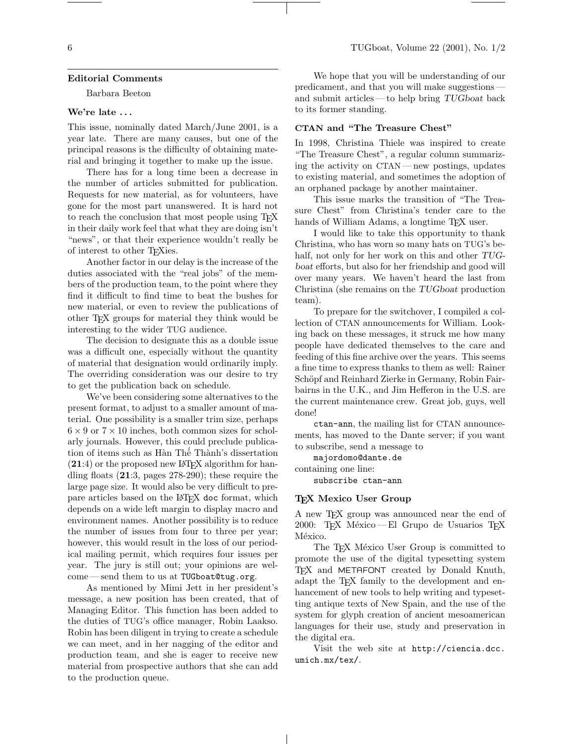## Editorial Comments

Barbara Beeton

### We're late ...

This issue, nominally dated March/June 2001, is a year late. There are many causes, but one of the principal reasons is the difficulty of obtaining material and bringing it together to make up the issue.

There has for a long time been a decrease in the number of articles submitted for publication. Requests for new material, as for volunteers, have gone for the most part unanswered. It is hard not to reach the conclusion that most people using TeX in their daily work feel that what they are doing isn't "news", or that their experience wouldn't really be of interest to other TeXies.

Another factor in our delay is the increase of the duties associated with the "real jobs" of the members of the production team, to the point where they find it difficult to find time to beat the bushes for new material, or even to review the publications of other TeX groups for material they think would be interesting to the wider TUG audience.

The decision to designate this as a double issue was a difficult one, especially without the quantity of material that designation would ordinarily imply. The overriding consideration was our desire to try to get the publication back on schedule.

We've been considering some alternatives to the present format, to adjust to a smaller amount of material. One possibility is a smaller trim size, perhaps $6 \times 9$ or $7 \times 10$ inches, both common sizes for scholarly journals. However, this could preclude publication of items such as Hàn Thế Thành's dissertation (**21**:4) or the proposed new LaTeX algorithm for handling floats (**21**:3, pages 278-290); these require the large page size. It would also be very difficult to prepare articles based on the LaTeX `doc` format, which depends on a wide left margin to display macro and environment names. Another possibility is to reduce the number of issues from four to three per year; however, this would result in the loss of our periodical mailing permit, which requires four issues per year. The jury is still out; your opinions are welcome — send them to us at `TUGboat@tug.org`.

As mentioned by Mimi Jett in her president's message, a new position has been created, that of Managing Editor. This function has been added to the duties of TUG's office manager, Robin Laakso. Robin has been diligent in trying to create a schedule we can meet, and in her nagging of the editor and production team, and she is eager to receive new material from prospective authors that she can add to the production queue.

We hope that you will be understanding of our predicament, and that you will make suggestions — and submit articles — to help bring *TUGboat* back to its former standing.

### CTAN and "The Treasure Chest"

In 1998, Christina Thiele was inspired to create "The Treasure Chest", a regular column summarizing the activity on CTAN — new postings, updates to existing material, and sometimes the adoption of an orphaned package by another maintainer.

This issue marks the transition of "The Treasure Chest" from Christina's tender care to the hands of William Adams, a longtime TeX user.

I would like to take this opportunity to thank Christina, who has worn so many hats on TUG's behalf, not only for her work on this and other *TUGboat* efforts, but also for her friendship and good will over many years. We haven't heard the last from Christina (she remains on the *TUGboat* production team).

To prepare for the switchover, I compiled a collection of CTAN announcements for William. Looking back on these messages, it struck me how many people have dedicated themselves to the care and feeding of this fine archive over the years. This seems a fine time to express thanks to them as well: Rainer Schöpf and Reinhard Zierke in Germany, Robin Fairbairns in the U.K., and Jim Hefferon in the U.S. are the current maintenance crew. Great job, guys, well done!

`ctan-ann`, the mailing list for CTAN announcements, has moved to the Dante server; if you want to subscribe, send a message to

```
majordomo@dante.de
```

containing one line:

```
subscribe ctan-ann
```

### TeX Mexico User Group

A new TeX group was announced near the end of 2000: TeX México — El Grupo de Usuarios TeX México.

The TeX México User Group is committed to promote the use of the digital typesetting system TeX and METAFONT created by Donald Knuth, adapt the TeX family to the development and enhancement of new tools to help writing and typesetting antique texts of New Spain, and the use of the system for glyph creation of ancient mesoamerican languages for their use, study and preservation in the digital era.

Visit the web site at `http://ciencia.dcc.umich.mx/tex/`.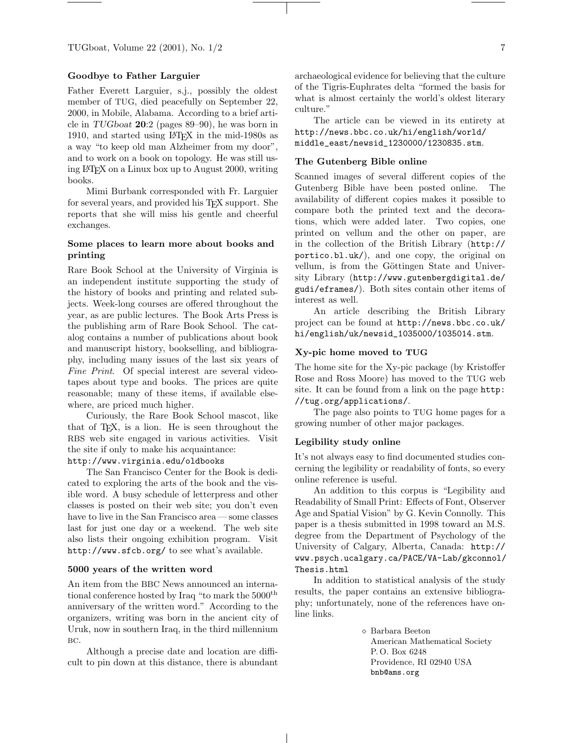### Goodbye to Father Larguier

Father Everett Larguier, s.j., possibly the oldest member of TUG, died peacefully on September 22, 2000, in Mobile, Alabama. According to a brief article in *TUGboat* **20**:2 (pages 89–90), he was born in 1910, and started using LaTeX in the mid-1980s as a way "to keep old man Alzheimer from my door", and to work on a book on topology. He was still using LaTeX on a Linux box up to August 2000, writing books.

Mimi Burbank corresponded with Fr. Larguier for several years, and provided his TeX support. She reports that she will miss his gentle and cheerful exchanges.

### Some places to learn more about books and printing

Rare Book School at the University of Virginia is an independent institute supporting the study of the history of books and printing and related subjects. Week-long courses are offered throughout the year, as are public lectures. The Book Arts Press is the publishing arm of Rare Book School. The catalog contains a number of publications about book and manuscript history, bookselling, and bibliography, including many issues of the last six years of *Fine Print*. Of special interest are several videotapes about type and books. The prices are quite reasonable; many of these items, if available elsewhere, are priced much higher.

Curiously, the Rare Book School mascot, like that of TeX, is a lion. He is seen throughout the RBS web site engaged in various activities. Visit the site if only to make his acquaintance:
`http://www.virginia.edu/oldbooks`

The San Francisco Center for the Book is dedicated to exploring the arts of the book and the visible word. A busy schedule of letterpress and other classes is posted on their web site; you don't even have to live in the San Francisco area — some classes last for just one day or a weekend. The web site also lists their ongoing exhibition program. Visit `http://www.sfcb.org/` to see what's available.

### 5000 years of the written word

An item from the BBC News announced an international conference hosted by Iraq "to mark the 5000$^{\text{th}}$ anniversary of the written word." According to the organizers, writing was born in the ancient city of Uruk, now in southern Iraq, in the third millennium BC.

Although a precise date and location are difficult to pin down at this distance, there is abundant archaeological evidence for believing that the culture of the Tigris-Euphrates delta "formed the basis for what is almost certainly the world's oldest literary culture."

The article can be viewed in its entirety at `http://news.bbc.co.uk/hi/english/world/middle_east/newsid_1230000/1230835.stm`.

### The Gutenberg Bible online

Scanned images of several different copies of the Gutenberg Bible have been posted online. The availability of different copies makes it possible to compare both the printed text and the decorations, which were added later. Two copies, one printed on vellum and the other on paper, are in the collection of the British Library (`http://portico.bl.uk/`), and one copy, the original on vellum, is from the Göttingen State and University Library (`http://www.gutenbergdigital.de/gudi/eframes/`). Both sites contain other items of interest as well.

An article describing the British Library project can be found at `http://news.bbc.co.uk/hi/english/uk/newsid_1035000/1035014.stm`.

### Xy-pic home moved to TUG

The home site for the Xy-pic package (by Kristoffer Rose and Ross Moore) has moved to the TUG web site. It can be found from a link on the page `http://tug.org/applications/`.

The page also points to TUG home pages for a growing number of other major packages.

### Legibility study online

It's not always easy to find documented studies concerning the legibility or readability of fonts, so every online reference is useful.

An addition to this corpus is "Legibility and Readability of Small Print: Effects of Font, Observer Age and Spatial Vision" by G. Kevin Connolly. This paper is a thesis submitted in 1998 toward an M.S. degree from the Department of Psychology of the University of Calgary, Alberta, Canada: `http://www.psych.ucalgary.ca/PACE/VA-Lab/gkconnol/Thesis.html`

In addition to statistical analysis of the study results, the paper contains an extensive bibliography; unfortunately, none of the references have online links.

◇ Barbara Beeton
American Mathematical Society
P. O. Box 6248
Providence, RI 02940 USA
`bnb@ams.org`